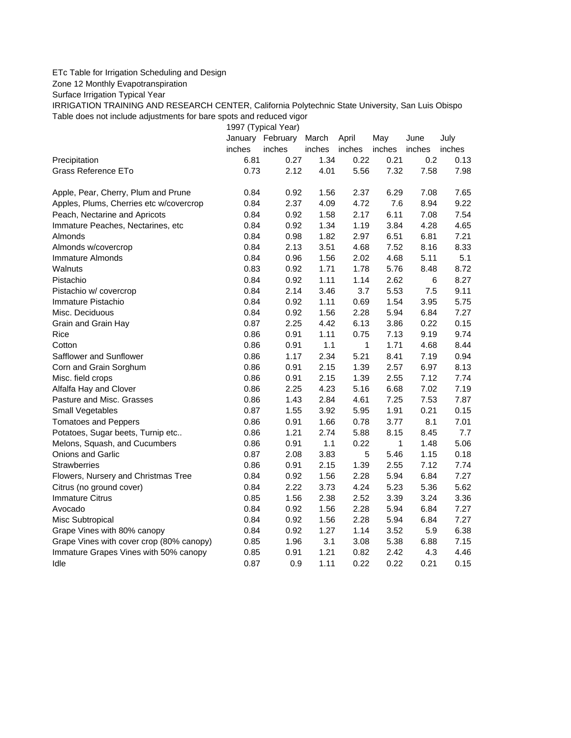ETc Table for Irrigation Scheduling and Design

Zone 12 Monthly Evapotranspiration

Surface Irrigation Typical Year

IRRIGATION TRAINING AND RESEARCH CENTER, California Polytechnic State University, San Luis Obispo

Table does not include adjustments for bare spots and reduced vigor

| | 1997 (Typical Year) | | | | | | |
|---|---|---|---|---|---|---|---|
| | January | February | March | April | May | June | July |
| | inches | inches | inches | inches | inches | inches | inches |
| Precipitation | 6.81 | 0.27 | 1.34 | 0.22 | 0.21 | 0.2 | 0.13 |
| Grass Reference ETo | 0.73 | 2.12 | 4.01 | 5.56 | 7.32 | 7.58 | 7.98 |
| | | | | | | | |
| Apple, Pear, Cherry, Plum and Prune | 0.84 | 0.92 | 1.56 | 2.37 | 6.29 | 7.08 | 7.65 |
| Apples, Plums, Cherries etc w/covercrop | 0.84 | 2.37 | 4.09 | 4.72 | 7.6 | 8.94 | 9.22 |
| Peach, Nectarine and Apricots | 0.84 | 0.92 | 1.58 | 2.17 | 6.11 | 7.08 | 7.54 |
| Immature Peaches, Nectarines, etc | 0.84 | 0.92 | 1.34 | 1.19 | 3.84 | 4.28 | 4.65 |
| Almonds | 0.84 | 0.98 | 1.82 | 2.97 | 6.51 | 6.81 | 7.21 |
| Almonds w/covercrop | 0.84 | 2.13 | 3.51 | 4.68 | 7.52 | 8.16 | 8.33 |
| Immature Almonds | 0.84 | 0.96 | 1.56 | 2.02 | 4.68 | 5.11 | 5.1 |
| Walnuts | 0.83 | 0.92 | 1.71 | 1.78 | 5.76 | 8.48 | 8.72 |
| Pistachio | 0.84 | 0.92 | 1.11 | 1.14 | 2.62 | 6 | 8.27 |
| Pistachio w/ covercrop | 0.84 | 2.14 | 3.46 | 3.7 | 5.53 | 7.5 | 9.11 |
| Immature Pistachio | 0.84 | 0.92 | 1.11 | 0.69 | 1.54 | 3.95 | 5.75 |
| Misc. Deciduous | 0.84 | 0.92 | 1.56 | 2.28 | 5.94 | 6.84 | 7.27 |
| Grain and Grain Hay | 0.87 | 2.25 | 4.42 | 6.13 | 3.86 | 0.22 | 0.15 |
| Rice | 0.86 | 0.91 | 1.11 | 0.75 | 7.13 | 9.19 | 9.74 |
| Cotton | 0.86 | 0.91 | 1.1 | 1 | 1.71 | 4.68 | 8.44 |
| Safflower and Sunflower | 0.86 | 1.17 | 2.34 | 5.21 | 8.41 | 7.19 | 0.94 |
| Corn and Grain Sorghum | 0.86 | 0.91 | 2.15 | 1.39 | 2.57 | 6.97 | 8.13 |
| Misc. field crops | 0.86 | 0.91 | 2.15 | 1.39 | 2.55 | 7.12 | 7.74 |
| Alfalfa Hay and Clover | 0.86 | 2.25 | 4.23 | 5.16 | 6.68 | 7.02 | 7.19 |
| Pasture and Misc. Grasses | 0.86 | 1.43 | 2.84 | 4.61 | 7.25 | 7.53 | 7.87 |
| Small Vegetables | 0.87 | 1.55 | 3.92 | 5.95 | 1.91 | 0.21 | 0.15 |
| Tomatoes and Peppers | 0.86 | 0.91 | 1.66 | 0.78 | 3.77 | 8.1 | 7.01 |
| Potatoes, Sugar beets, Turnip etc.. | 0.86 | 1.21 | 2.74 | 5.88 | 8.15 | 8.45 | 7.7 |
| Melons, Squash, and Cucumbers | 0.86 | 0.91 | 1.1 | 0.22 | 1 | 1.48 | 5.06 |
| Onions and Garlic | 0.87 | 2.08 | 3.83 | 5 | 5.46 | 1.15 | 0.18 |
| Strawberries | 0.86 | 0.91 | 2.15 | 1.39 | 2.55 | 7.12 | 7.74 |
| Flowers, Nursery and Christmas Tree | 0.84 | 0.92 | 1.56 | 2.28 | 5.94 | 6.84 | 7.27 |
| Citrus (no ground cover) | 0.84 | 2.22 | 3.73 | 4.24 | 5.23 | 5.36 | 5.62 |
| Immature Citrus | 0.85 | 1.56 | 2.38 | 2.52 | 3.39 | 3.24 | 3.36 |
| Avocado | 0.84 | 0.92 | 1.56 | 2.28 | 5.94 | 6.84 | 7.27 |
| Misc Subtropical | 0.84 | 0.92 | 1.56 | 2.28 | 5.94 | 6.84 | 7.27 |
| Grape Vines with 80% canopy | 0.84 | 0.92 | 1.27 | 1.14 | 3.52 | 5.9 | 6.38 |
| Grape Vines with cover crop (80% canopy) | 0.85 | 1.96 | 3.1 | 3.08 | 5.38 | 6.88 | 7.15 |
| Immature Grapes Vines with 50% canopy | 0.85 | 0.91 | 1.21 | 0.82 | 2.42 | 4.3 | 4.46 |
| Idle | 0.87 | 0.9 | 1.11 | 0.22 | 0.22 | 0.21 | 0.15 |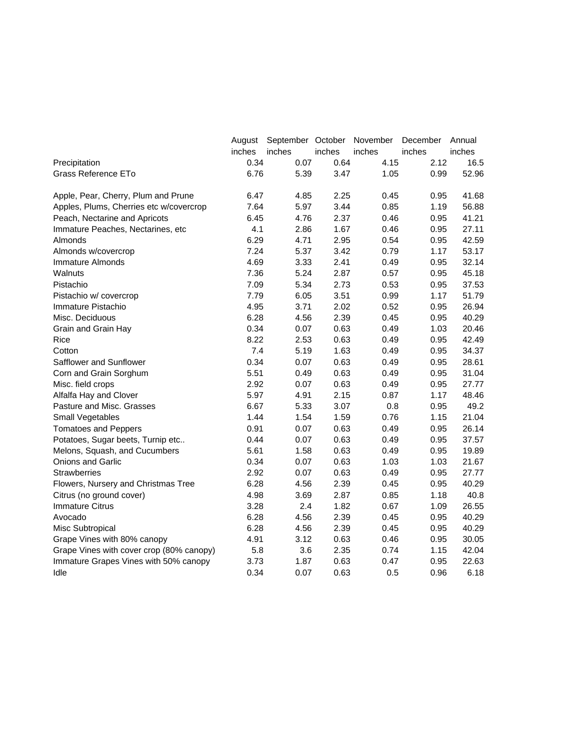| | August inches | September inches | October inches | November inches | December inches | Annual inches |
|---|---|---|---|---|---|---|
| Precipitation | 0.34 | 0.07 | 0.64 | 4.15 | 2.12 | 16.5 |
| Grass Reference ETo | 6.76 | 5.39 | 3.47 | 1.05 | 0.99 | 52.96 |
| | | | | | | |
| Apple, Pear, Cherry, Plum and Prune | 6.47 | 4.85 | 2.25 | 0.45 | 0.95 | 41.68 |
| Apples, Plums, Cherries etc w/covercrop | 7.64 | 5.97 | 3.44 | 0.85 | 1.19 | 56.88 |
| Peach, Nectarine and Apricots | 6.45 | 4.76 | 2.37 | 0.46 | 0.95 | 41.21 |
| Immature Peaches, Nectarines, etc | 4.1 | 2.86 | 1.67 | 0.46 | 0.95 | 27.11 |
| Almonds | 6.29 | 4.71 | 2.95 | 0.54 | 0.95 | 42.59 |
| Almonds w/covercrop | 7.24 | 5.37 | 3.42 | 0.79 | 1.17 | 53.17 |
| Immature Almonds | 4.69 | 3.33 | 2.41 | 0.49 | 0.95 | 32.14 |
| Walnuts | 7.36 | 5.24 | 2.87 | 0.57 | 0.95 | 45.18 |
| Pistachio | 7.09 | 5.34 | 2.73 | 0.53 | 0.95 | 37.53 |
| Pistachio w/ covercrop | 7.79 | 6.05 | 3.51 | 0.99 | 1.17 | 51.79 |
| Immature Pistachio | 4.95 | 3.71 | 2.02 | 0.52 | 0.95 | 26.94 |
| Misc. Deciduous | 6.28 | 4.56 | 2.39 | 0.45 | 0.95 | 40.29 |
| Grain and Grain Hay | 0.34 | 0.07 | 0.63 | 0.49 | 1.03 | 20.46 |
| Rice | 8.22 | 2.53 | 0.63 | 0.49 | 0.95 | 42.49 |
| Cotton | 7.4 | 5.19 | 1.63 | 0.49 | 0.95 | 34.37 |
| Safflower and Sunflower | 0.34 | 0.07 | 0.63 | 0.49 | 0.95 | 28.61 |
| Corn and Grain Sorghum | 5.51 | 0.49 | 0.63 | 0.49 | 0.95 | 31.04 |
| Misc. field crops | 2.92 | 0.07 | 0.63 | 0.49 | 0.95 | 27.77 |
| Alfalfa Hay and Clover | 5.97 | 4.91 | 2.15 | 0.87 | 1.17 | 48.46 |
| Pasture and Misc. Grasses | 6.67 | 5.33 | 3.07 | 0.8 | 0.95 | 49.2 |
| Small Vegetables | 1.44 | 1.54 | 1.59 | 0.76 | 1.15 | 21.04 |
| Tomatoes and Peppers | 0.91 | 0.07 | 0.63 | 0.49 | 0.95 | 26.14 |
| Potatoes, Sugar beets, Turnip etc.. | 0.44 | 0.07 | 0.63 | 0.49 | 0.95 | 37.57 |
| Melons, Squash, and Cucumbers | 5.61 | 1.58 | 0.63 | 0.49 | 0.95 | 19.89 |
| Onions and Garlic | 0.34 | 0.07 | 0.63 | 1.03 | 1.03 | 21.67 |
| Strawberries | 2.92 | 0.07 | 0.63 | 0.49 | 0.95 | 27.77 |
| Flowers, Nursery and Christmas Tree | 6.28 | 4.56 | 2.39 | 0.45 | 0.95 | 40.29 |
| Citrus (no ground cover) | 4.98 | 3.69 | 2.87 | 0.85 | 1.18 | 40.8 |
| Immature Citrus | 3.28 | 2.4 | 1.82 | 0.67 | 1.09 | 26.55 |
| Avocado | 6.28 | 4.56 | 2.39 | 0.45 | 0.95 | 40.29 |
| Misc Subtropical | 6.28 | 4.56 | 2.39 | 0.45 | 0.95 | 40.29 |
| Grape Vines with 80% canopy | 4.91 | 3.12 | 0.63 | 0.46 | 0.95 | 30.05 |
| Grape Vines with cover crop (80% canopy) | 5.8 | 3.6 | 2.35 | 0.74 | 1.15 | 42.04 |
| Immature Grapes Vines with 50% canopy | 3.73 | 1.87 | 0.63 | 0.47 | 0.95 | 22.63 |
| Idle | 0.34 | 0.07 | 0.63 | 0.5 | 0.96 | 6.18 |